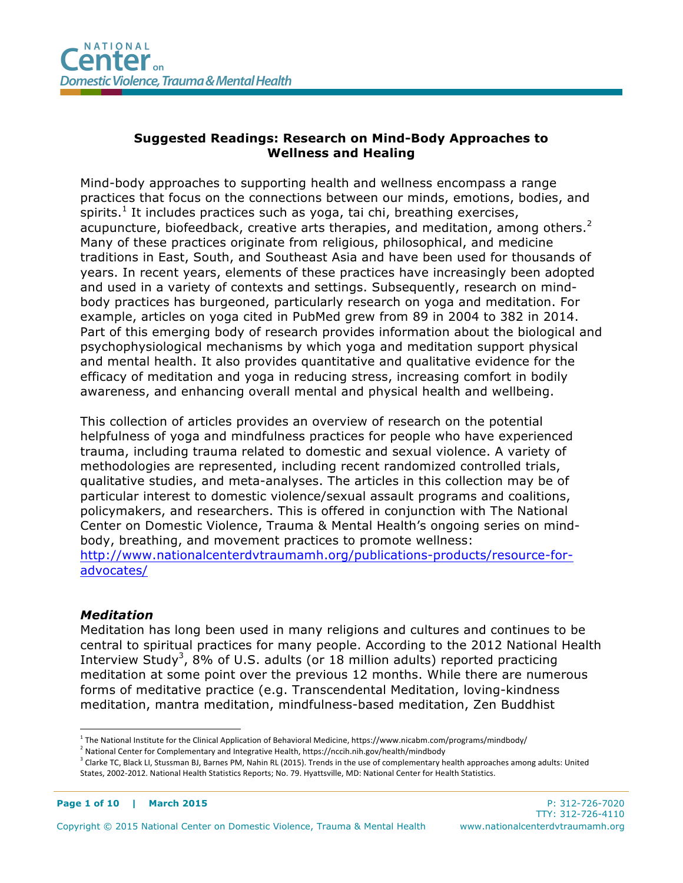NATIONAL Center on Domestic Violence, Trauma & Mental Health

## Suggested Readings: Research on Mind-Body Approaches to Wellness and Healing

Mind-body approaches to supporting health and wellness encompass a range practices that focus on the connections between our minds, emotions, bodies, and spirits.[1] It includes practices such as yoga, tai chi, breathing exercises, acupuncture, biofeedback, creative arts therapies, and meditation, among others.[2] Many of these practices originate from religious, philosophical, and medicine traditions in East, South, and Southeast Asia and have been used for thousands of years. In recent years, elements of these practices have increasingly been adopted and used in a variety of contexts and settings. Subsequently, research on mind-body practices has burgeoned, particularly research on yoga and meditation. For example, articles on yoga cited in PubMed grew from 89 in 2004 to 382 in 2014. Part of this emerging body of research provides information about the biological and psychophysiological mechanisms by which yoga and meditation support physical and mental health. It also provides quantitative and qualitative evidence for the efficacy of meditation and yoga in reducing stress, increasing comfort in bodily awareness, and enhancing overall mental and physical health and wellbeing.

This collection of articles provides an overview of research on the potential helpfulness of yoga and mindfulness practices for people who have experienced trauma, including trauma related to domestic and sexual violence. A variety of methodologies are represented, including recent randomized controlled trials, qualitative studies, and meta-analyses. The articles in this collection may be of particular interest to domestic violence/sexual assault programs and coalitions, policymakers, and researchers. This is offered in conjunction with The National Center on Domestic Violence, Trauma & Mental Health's ongoing series on mind-body, breathing, and movement practices to promote wellness: http://www.nationalcenterdvtraumamh.org/publications-products/resource-for-advocates/

### *Meditation*

Meditation has long been used in many religions and cultures and continues to be central to spiritual practices for many people. According to the 2012 National Health Interview Study[3], 8% of U.S. adults (or 18 million adults) reported practicing meditation at some point over the previous 12 months. While there are numerous forms of meditative practice (e.g. Transcendental Meditation, loving-kindness meditation, mantra meditation, mindfulness-based meditation, Zen Buddhist

---

[1] The National Institute for the Clinical Application of Behavioral Medicine, https://www.nicabm.com/programs/mindbody/

[2] National Center for Complementary and Integrative Health, https://nccih.nih.gov/health/mindbody

[3] Clarke TC, Black LI, Stussman BJ, Barnes PM, Nahin RL (2015). Trends in the use of complementary health approaches among adults: United States, 2002-2012. National Health Statistics Reports; No. 79. Hyattsville, MD: National Center for Health Statistics.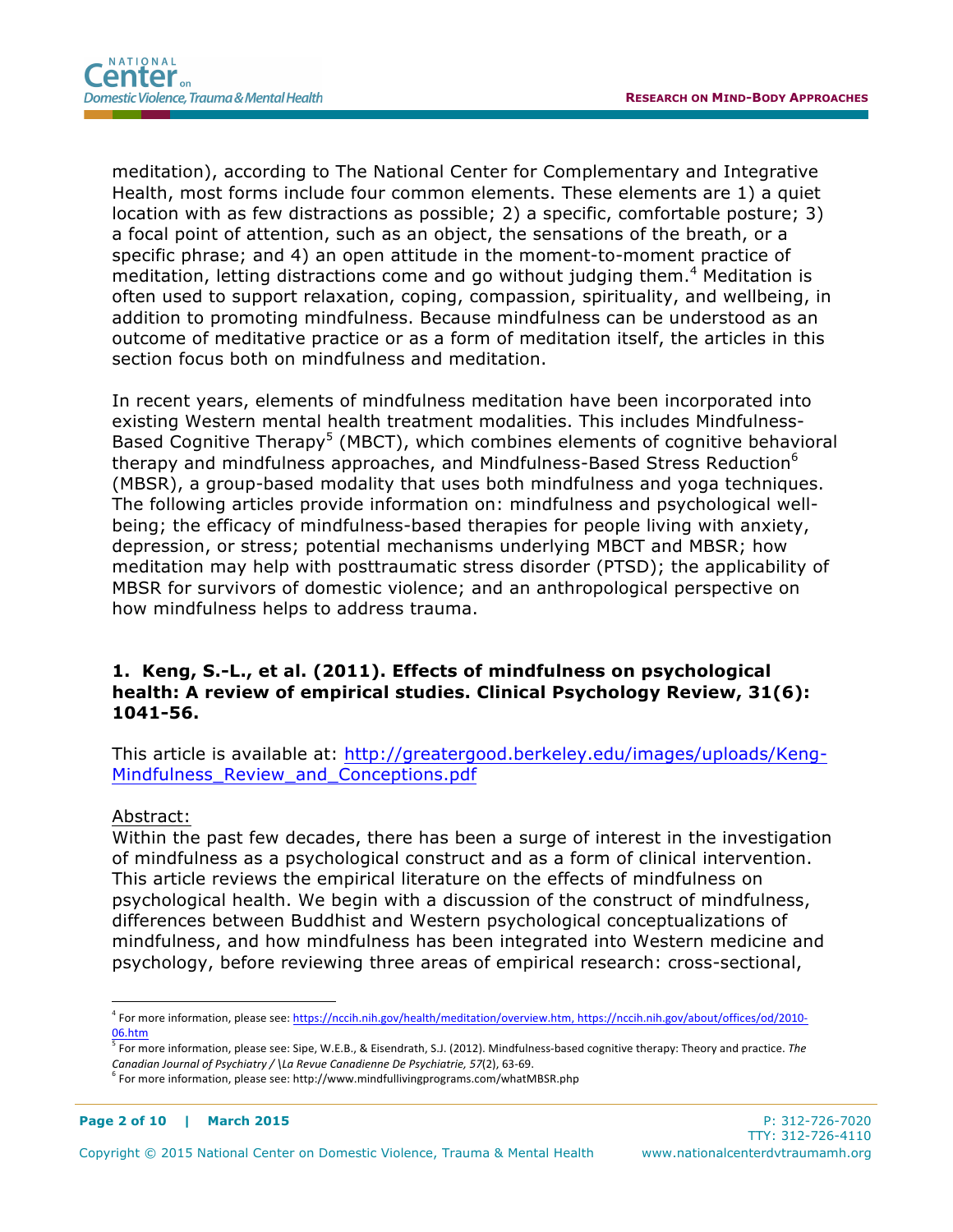meditation), according to The National Center for Complementary and Integrative Health, most forms include four common elements. These elements are 1) a quiet location with as few distractions as possible; 2) a specific, comfortable posture; 3) a focal point of attention, such as an object, the sensations of the breath, or a specific phrase; and 4) an open attitude in the moment-to-moment practice of meditation, letting distractions come and go without judging them.[4] Meditation is often used to support relaxation, coping, compassion, spirituality, and wellbeing, in addition to promoting mindfulness. Because mindfulness can be understood as an outcome of meditative practice or as a form of meditation itself, the articles in this section focus both on mindfulness and meditation.

In recent years, elements of mindfulness meditation have been incorporated into existing Western mental health treatment modalities. This includes Mindfulness-Based Cognitive Therapy[5] (MBCT), which combines elements of cognitive behavioral therapy and mindfulness approaches, and Mindfulness-Based Stress Reduction[6] (MBSR), a group-based modality that uses both mindfulness and yoga techniques. The following articles provide information on: mindfulness and psychological well-being; the efficacy of mindfulness-based therapies for people living with anxiety, depression, or stress; potential mechanisms underlying MBCT and MBSR; how meditation may help with posttraumatic stress disorder (PTSD); the applicability of MBSR for survivors of domestic violence; and an anthropological perspective on how mindfulness helps to address trauma.

### 1. Keng, S.-L., et al. (2011). Effects of mindfulness on psychological health: A review of empirical studies. Clinical Psychology Review, 31(6): 1041-56.

This article is available at: [http://greatergood.berkeley.edu/images/uploads/Keng-Mindfulness_Review_and_Conceptions.pdf](http://greatergood.berkeley.edu/images/uploads/Keng-Mindfulness_Review_and_Conceptions.pdf)

Abstract:

Within the past few decades, there has been a surge of interest in the investigation of mindfulness as a psychological construct and as a form of clinical intervention. This article reviews the empirical literature on the effects of mindfulness on psychological health. We begin with a discussion of the construct of mindfulness, differences between Buddhist and Western psychological conceptualizations of mindfulness, and how mindfulness has been integrated into Western medicine and psychology, before reviewing three areas of empirical research: cross-sectional,

---

[4] For more information, please see: https://nccih.nih.gov/health/meditation/overview.htm, https://nccih.nih.gov/about/offices/od/2010-06.htm

[5] For more information, please see: Sipe, W.E.B., & Eisendrath, S.J. (2012). Mindfulness-based cognitive therapy: Theory and practice. *The Canadian Journal of Psychiatry / \La Revue Canadienne De Psychiatrie, 57*(2), 63-69.

[6] For more information, please see: http://www.mindfullivingprograms.com/whatMBSR.php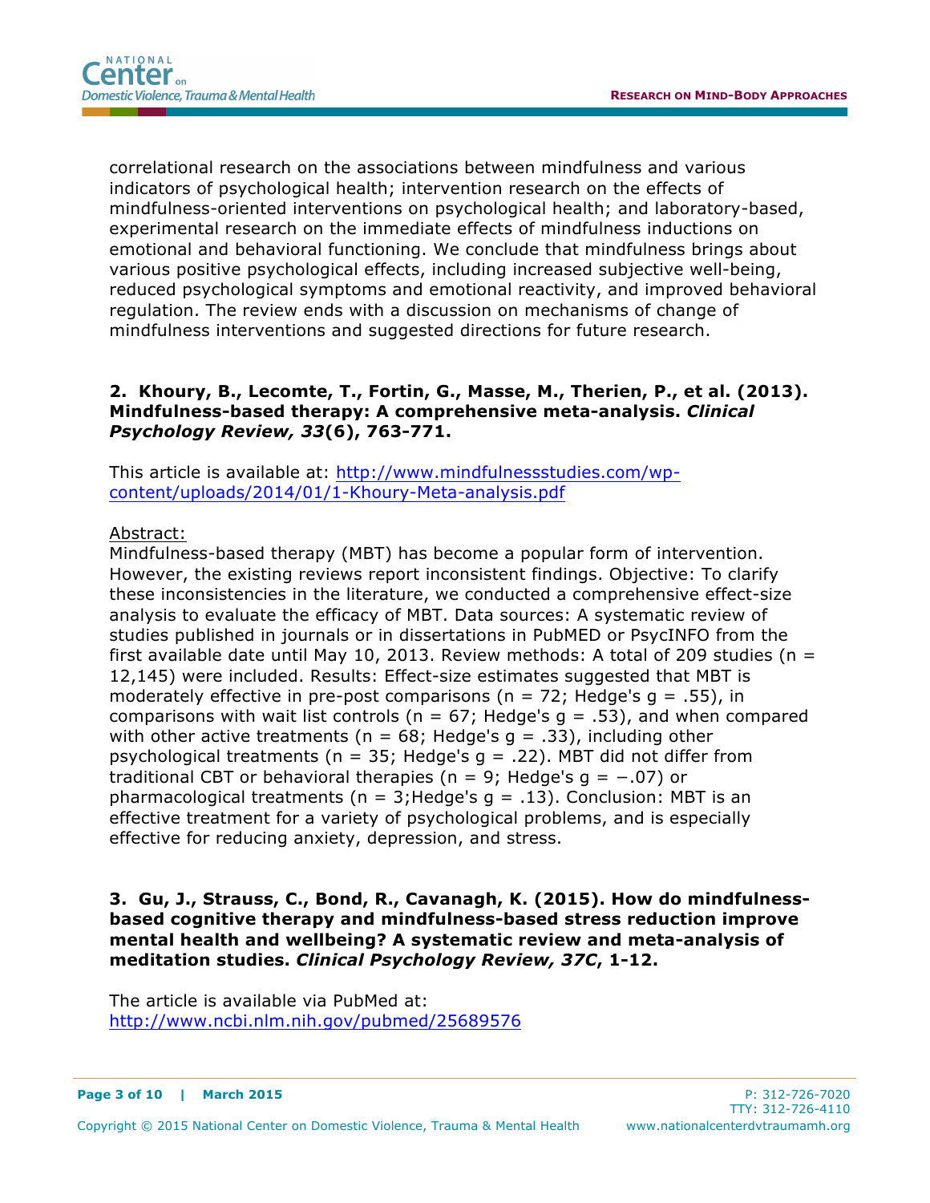correlational research on the associations between mindfulness and various indicators of psychological health; intervention research on the effects of mindfulness-oriented interventions on psychological health; and laboratory-based, experimental research on the immediate effects of mindfulness inductions on emotional and behavioral functioning. We conclude that mindfulness brings about various positive psychological effects, including increased subjective well-being, reduced psychological symptoms and emotional reactivity, and improved behavioral regulation. The review ends with a discussion on mechanisms of change of mindfulness interventions and suggested directions for future research.

**2. Khoury, B., Lecomte, T., Fortin, G., Masse, M., Therien, P., et al. (2013). Mindfulness-based therapy: A comprehensive meta-analysis. *Clinical Psychology Review, 33*(6), 763-771.**

This article is available at: http://www.mindfulnessstudies.com/wp-content/uploads/2014/01/1-Khoury-Meta-analysis.pdf

Abstract:

Mindfulness-based therapy (MBT) has become a popular form of intervention. However, the existing reviews report inconsistent findings. Objective: To clarify these inconsistencies in the literature, we conducted a comprehensive effect-size analysis to evaluate the efficacy of MBT. Data sources: A systematic review of studies published in journals or in dissertations in PubMED or PsycINFO from the first available date until May 10, 2013. Review methods: A total of 209 studies ($n$ = 12,145) were included. Results: Effect-size estimates suggested that MBT is moderately effective in pre-post comparisons ($n$ = 72; Hedge's $g$ = .55), in comparisons with wait list controls ($n$ = 67; Hedge's $g$ = .53), and when compared with other active treatments ($n$ = 68; Hedge's $g$ = .33), including other psychological treatments ($n$ = 35; Hedge's $g$ = .22). MBT did not differ from traditional CBT or behavioral therapies ($n$ = 9; Hedge's $g$ = −.07) or pharmacological treatments ($n$ = 3;Hedge's $g$ = .13). Conclusion: MBT is an effective treatment for a variety of psychological problems, and is especially effective for reducing anxiety, depression, and stress.

**3. Gu, J., Strauss, C., Bond, R., Cavanagh, K. (2015). How do mindfulness-based cognitive therapy and mindfulness-based stress reduction improve mental health and wellbeing? A systematic review and meta-analysis of meditation studies. *Clinical Psychology Review, 37C*, 1-12.**

The article is available via PubMed at: http://www.ncbi.nlm.nih.gov/pubmed/25689576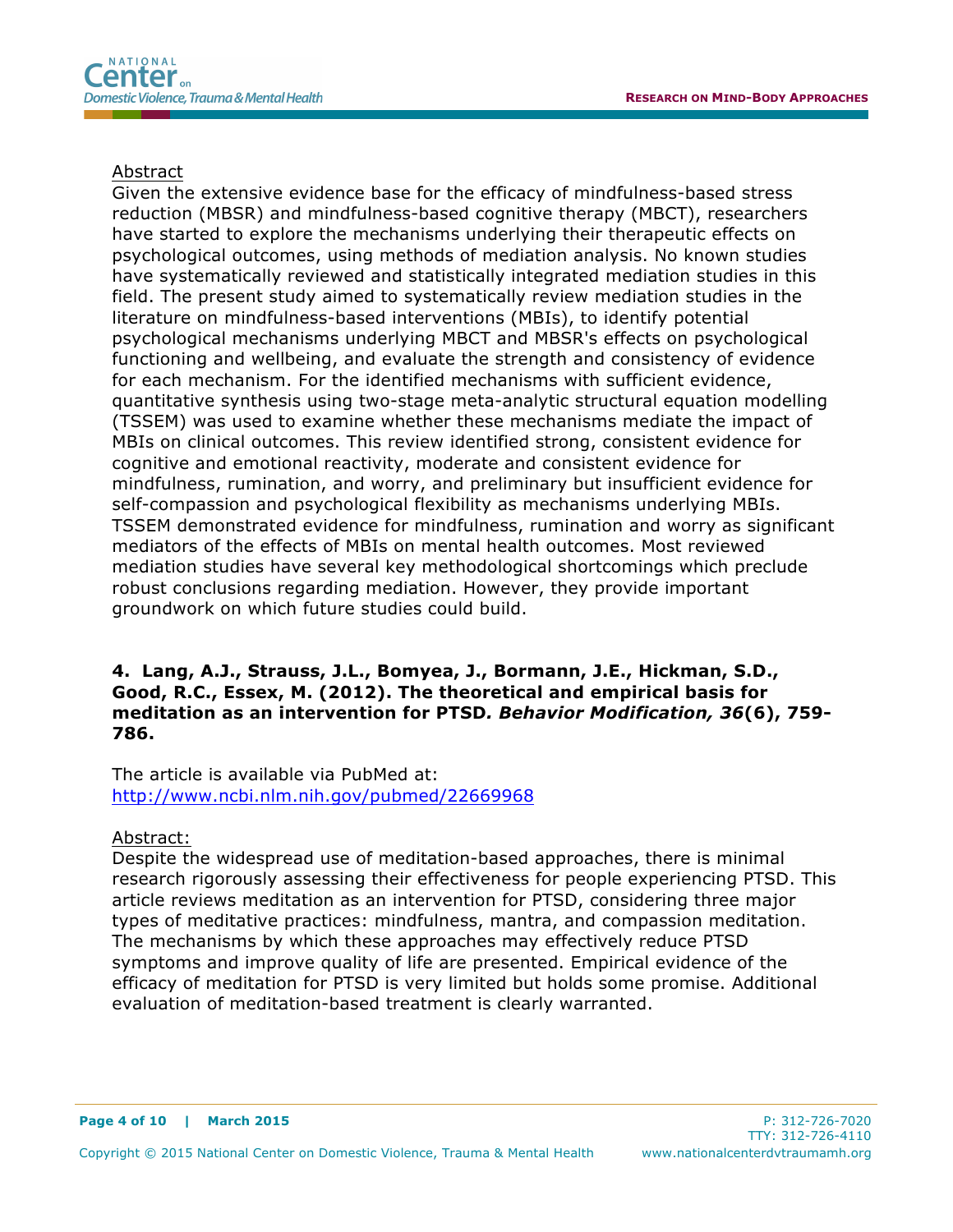Abstract

Given the extensive evidence base for the efficacy of mindfulness-based stress reduction (MBSR) and mindfulness-based cognitive therapy (MBCT), researchers have started to explore the mechanisms underlying their therapeutic effects on psychological outcomes, using methods of mediation analysis. No known studies have systematically reviewed and statistically integrated mediation studies in this field. The present study aimed to systematically review mediation studies in the literature on mindfulness-based interventions (MBIs), to identify potential psychological mechanisms underlying MBCT and MBSR's effects on psychological functioning and wellbeing, and evaluate the strength and consistency of evidence for each mechanism. For the identified mechanisms with sufficient evidence, quantitative synthesis using two-stage meta-analytic structural equation modelling (TSSEM) was used to examine whether these mechanisms mediate the impact of MBIs on clinical outcomes. This review identified strong, consistent evidence for cognitive and emotional reactivity, moderate and consistent evidence for mindfulness, rumination, and worry, and preliminary but insufficient evidence for self-compassion and psychological flexibility as mechanisms underlying MBIs. TSSEM demonstrated evidence for mindfulness, rumination and worry as significant mediators of the effects of MBIs on mental health outcomes. Most reviewed mediation studies have several key methodological shortcomings which preclude robust conclusions regarding mediation. However, they provide important groundwork on which future studies could build.

**4. Lang, A.J., Strauss, J.L., Bomyea, J., Bormann, J.E., Hickman, S.D., Good, R.C., Essex, M. (2012). The theoretical and empirical basis for meditation as an intervention for PTSD*. Behavior Modification, 36*(6), 759-786.**

The article is available via PubMed at: http://www.ncbi.nlm.nih.gov/pubmed/22669968

Abstract:

Despite the widespread use of meditation-based approaches, there is minimal research rigorously assessing their effectiveness for people experiencing PTSD. This article reviews meditation as an intervention for PTSD, considering three major types of meditative practices: mindfulness, mantra, and compassion meditation. The mechanisms by which these approaches may effectively reduce PTSD symptoms and improve quality of life are presented. Empirical evidence of the efficacy of meditation for PTSD is very limited but holds some promise. Additional evaluation of meditation-based treatment is clearly warranted.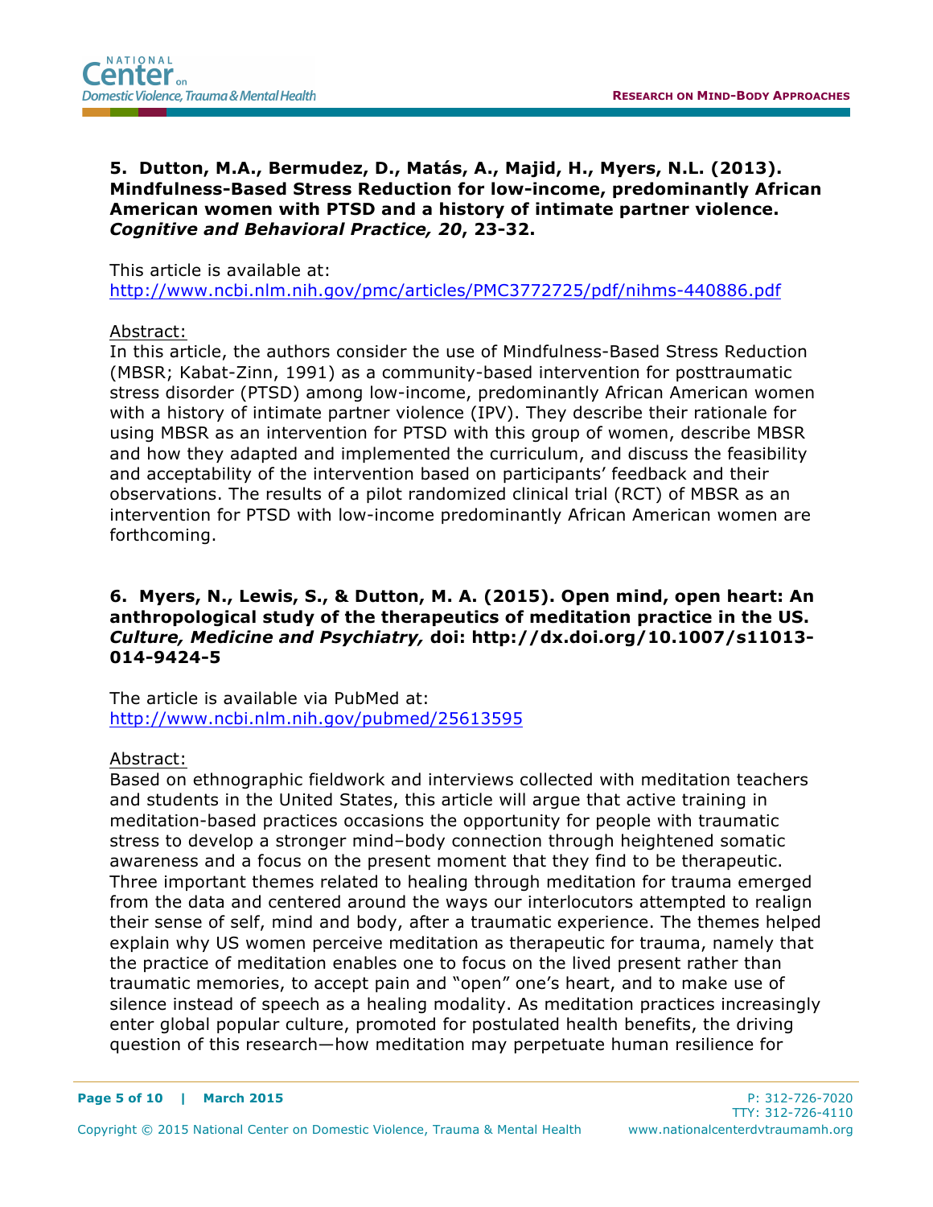**5. Dutton, M.A., Bermudez, D., Matás, A., Majid, H., Myers, N.L. (2013). Mindfulness-Based Stress Reduction for low-income, predominantly African American women with PTSD and a history of intimate partner violence. *Cognitive and Behavioral Practice, 20*, 23-32.**

This article is available at:
http://www.ncbi.nlm.nih.gov/pmc/articles/PMC3772725/pdf/nihms-440886.pdf

Abstract:
In this article, the authors consider the use of Mindfulness-Based Stress Reduction (MBSR; Kabat-Zinn, 1991) as a community-based intervention for posttraumatic stress disorder (PTSD) among low-income, predominantly African American women with a history of intimate partner violence (IPV). They describe their rationale for using MBSR as an intervention for PTSD with this group of women, describe MBSR and how they adapted and implemented the curriculum, and discuss the feasibility and acceptability of the intervention based on participants' feedback and their observations. The results of a pilot randomized clinical trial (RCT) of MBSR as an intervention for PTSD with low-income predominantly African American women are forthcoming.

**6. Myers, N., Lewis, S., & Dutton, M. A. (2015). Open mind, open heart: An anthropological study of the therapeutics of meditation practice in the US. *Culture, Medicine and Psychiatry,* doi: http://dx.doi.org/10.1007/s11013-014-9424-5**

The article is available via PubMed at:
http://www.ncbi.nlm.nih.gov/pubmed/25613595

Abstract:
Based on ethnographic fieldwork and interviews collected with meditation teachers and students in the United States, this article will argue that active training in meditation-based practices occasions the opportunity for people with traumatic stress to develop a stronger mind–body connection through heightened somatic awareness and a focus on the present moment that they find to be therapeutic. Three important themes related to healing through meditation for trauma emerged from the data and centered around the ways our interlocutors attempted to realign their sense of self, mind and body, after a traumatic experience. The themes helped explain why US women perceive meditation as therapeutic for trauma, namely that the practice of meditation enables one to focus on the lived present rather than traumatic memories, to accept pain and "open" one's heart, and to make use of silence instead of speech as a healing modality. As meditation practices increasingly enter global popular culture, promoted for postulated health benefits, the driving question of this research—how meditation may perpetuate human resilience for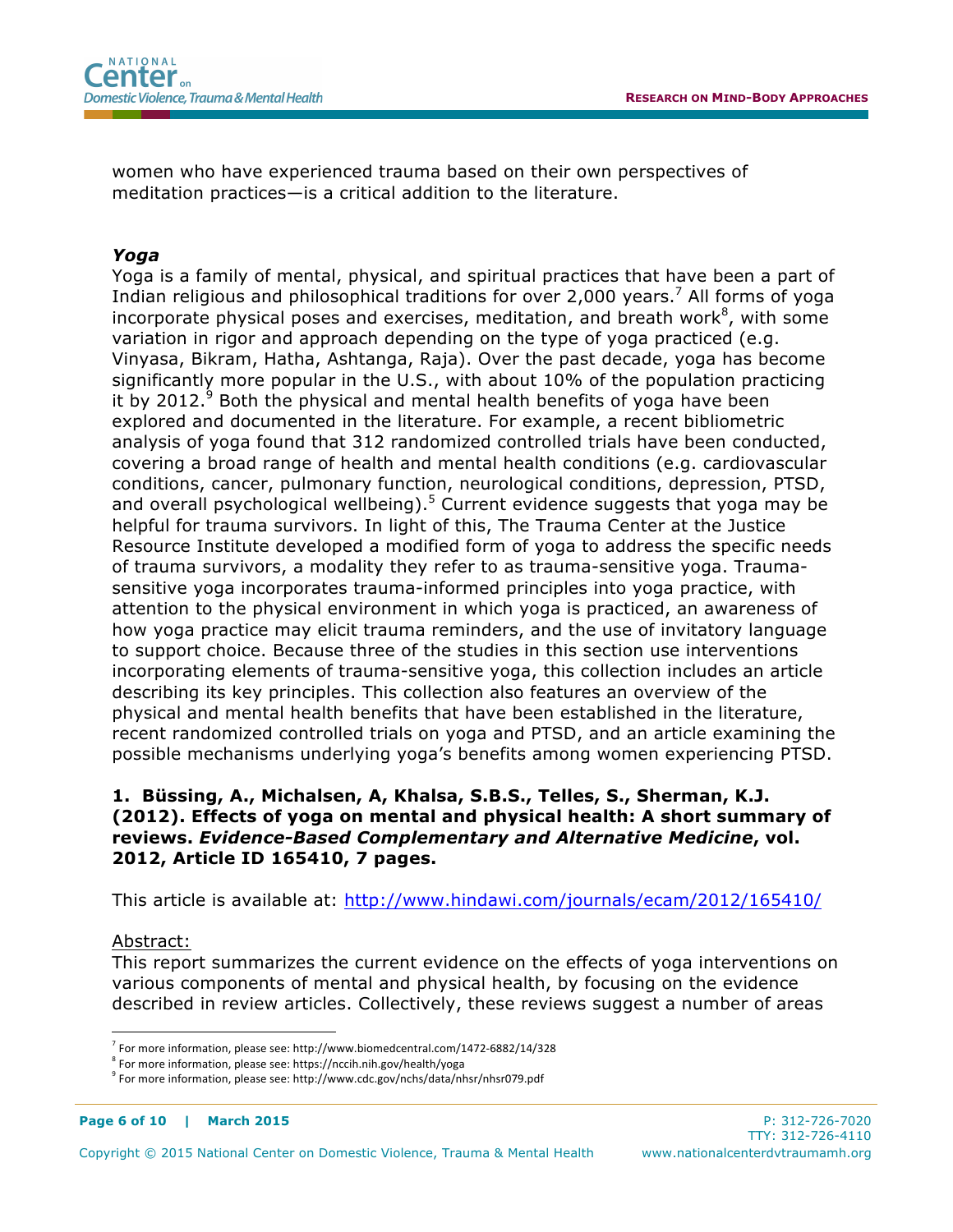women who have experienced trauma based on their own perspectives of meditation practices—is a critical addition to the literature.

### *Yoga*

Yoga is a family of mental, physical, and spiritual practices that have been a part of Indian religious and philosophical traditions for over 2,000 years.[7] All forms of yoga incorporate physical poses and exercises, meditation, and breath work[8], with some variation in rigor and approach depending on the type of yoga practiced (e.g. Vinyasa, Bikram, Hatha, Ashtanga, Raja). Over the past decade, yoga has become significantly more popular in the U.S., with about 10% of the population practicing it by 2012.[9] Both the physical and mental health benefits of yoga have been explored and documented in the literature. For example, a recent bibliometric analysis of yoga found that 312 randomized controlled trials have been conducted, covering a broad range of health and mental health conditions (e.g. cardiovascular conditions, cancer, pulmonary function, neurological conditions, depression, PTSD, and overall psychological wellbeing).[5] Current evidence suggests that yoga may be helpful for trauma survivors. In light of this, The Trauma Center at the Justice Resource Institute developed a modified form of yoga to address the specific needs of trauma survivors, a modality they refer to as trauma-sensitive yoga. Trauma-sensitive yoga incorporates trauma-informed principles into yoga practice, with attention to the physical environment in which yoga is practiced, an awareness of how yoga practice may elicit trauma reminders, and the use of invitatory language to support choice. Because three of the studies in this section use interventions incorporating elements of trauma-sensitive yoga, this collection includes an article describing its key principles. This collection also features an overview of the physical and mental health benefits that have been established in the literature, recent randomized controlled trials on yoga and PTSD, and an article examining the possible mechanisms underlying yoga's benefits among women experiencing PTSD.

**1. Büssing, A., Michalsen, A, Khalsa, S.B.S., Telles, S., Sherman, K.J. (2012). Effects of yoga on mental and physical health: A short summary of reviews. *Evidence-Based Complementary and Alternative Medicine*, vol. 2012, Article ID 165410, 7 pages.**

This article is available at: http://www.hindawi.com/journals/ecam/2012/165410/

Abstract:

This report summarizes the current evidence on the effects of yoga interventions on various components of mental and physical health, by focusing on the evidence described in review articles. Collectively, these reviews suggest a number of areas

---

[7] For more information, please see: http://www.biomedcentral.com/1472-6882/14/328

[8] For more information, please see: https://nccih.nih.gov/health/yoga

[9] For more information, please see: http://www.cdc.gov/nchs/data/nhsr/nhsr079.pdf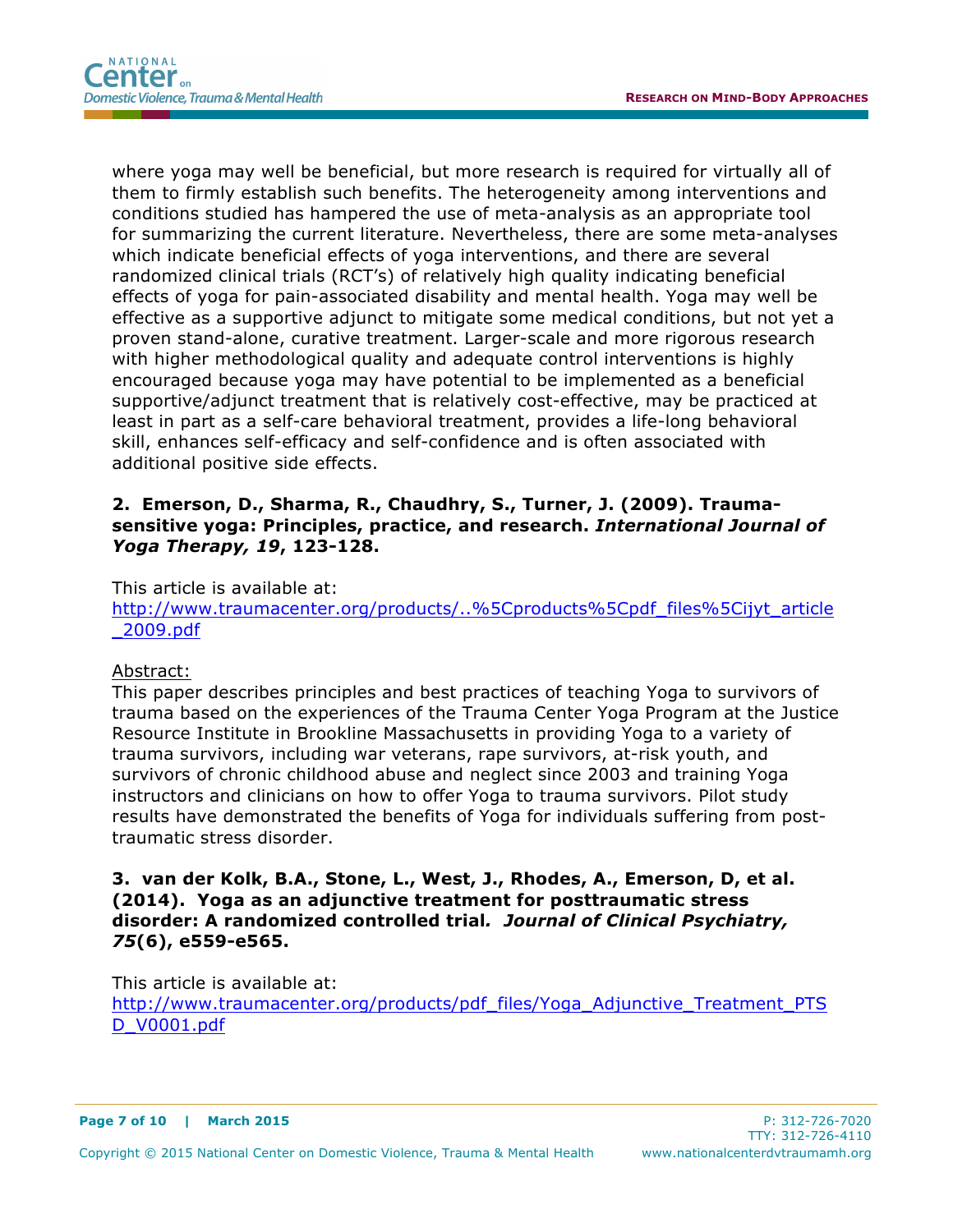where yoga may well be beneficial, but more research is required for virtually all of them to firmly establish such benefits. The heterogeneity among interventions and conditions studied has hampered the use of meta-analysis as an appropriate tool for summarizing the current literature. Nevertheless, there are some meta-analyses which indicate beneficial effects of yoga interventions, and there are several randomized clinical trials (RCT's) of relatively high quality indicating beneficial effects of yoga for pain-associated disability and mental health. Yoga may well be effective as a supportive adjunct to mitigate some medical conditions, but not yet a proven stand-alone, curative treatment. Larger-scale and more rigorous research with higher methodological quality and adequate control interventions is highly encouraged because yoga may have potential to be implemented as a beneficial supportive/adjunct treatment that is relatively cost-effective, may be practiced at least in part as a self-care behavioral treatment, provides a life-long behavioral skill, enhances self-efficacy and self-confidence and is often associated with additional positive side effects.

**2. Emerson, D., Sharma, R., Chaudhry, S., Turner, J. (2009). Trauma-sensitive yoga: Principles, practice, and research. *International Journal of Yoga Therapy, 19*, 123-128.**

This article is available at:
http://www.traumacenter.org/products/..%5Cproducts%5Cpdf_files%5Cijyt_article_2009.pdf

Abstract:
This paper describes principles and best practices of teaching Yoga to survivors of trauma based on the experiences of the Trauma Center Yoga Program at the Justice Resource Institute in Brookline Massachusetts in providing Yoga to a variety of trauma survivors, including war veterans, rape survivors, at-risk youth, and survivors of chronic childhood abuse and neglect since 2003 and training Yoga instructors and clinicians on how to offer Yoga to trauma survivors. Pilot study results have demonstrated the benefits of Yoga for individuals suffering from post-traumatic stress disorder.

**3. van der Kolk, B.A., Stone, L., West, J., Rhodes, A., Emerson, D, et al. (2014). Yoga as an adjunctive treatment for posttraumatic stress disorder: A randomized controlled trial. *Journal of Clinical Psychiatry, 75*(6), e559-e565.**

This article is available at:
http://www.traumacenter.org/products/pdf_files/Yoga_Adjunctive_Treatment_PTSD_V0001.pdf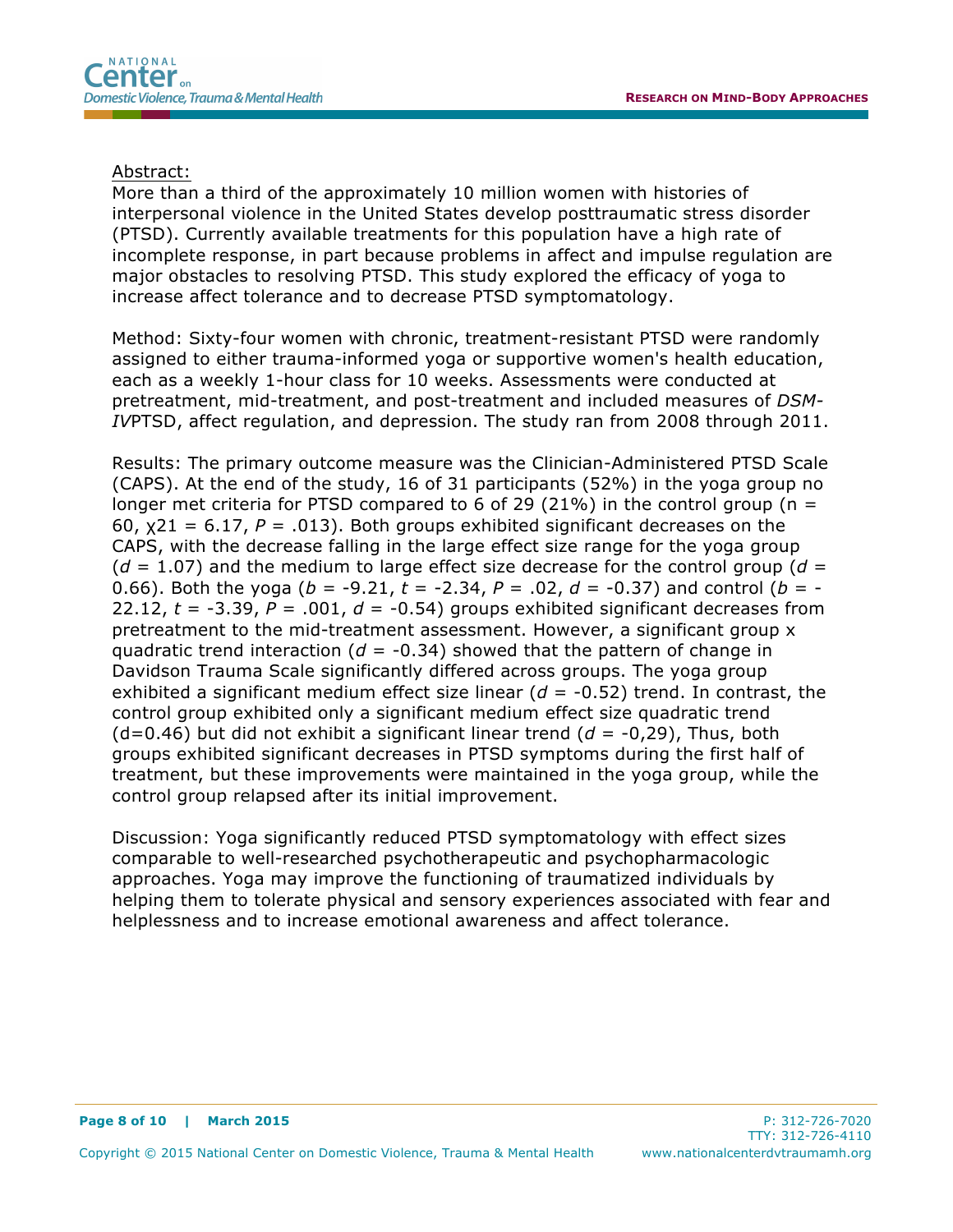Abstract:

More than a third of the approximately 10 million women with histories of interpersonal violence in the United States develop posttraumatic stress disorder (PTSD). Currently available treatments for this population have a high rate of incomplete response, in part because problems in affect and impulse regulation are major obstacles to resolving PTSD. This study explored the efficacy of yoga to increase affect tolerance and to decrease PTSD symptomatology.

Method: Sixty-four women with chronic, treatment-resistant PTSD were randomly assigned to either trauma-informed yoga or supportive women's health education, each as a weekly 1-hour class for 10 weeks. Assessments were conducted at pretreatment, mid-treatment, and post-treatment and included measures of *DSM-IV*PTSD, affect regulation, and depression. The study ran from 2008 through 2011.

Results: The primary outcome measure was the Clinician-Administered PTSD Scale (CAPS). At the end of the study, 16 of 31 participants (52%) in the yoga group no longer met criteria for PTSD compared to 6 of 29 (21%) in the control group ($n = 60$, $\chi^2_1 = 6.17$, $P = .013$). Both groups exhibited significant decreases on the CAPS, with the decrease falling in the large effect size range for the yoga group ($d = 1.07$) and the medium to large effect size decrease for the control group ($d = 0.66$). Both the yoga ($b = -9.21$, $t = -2.34$, $P = .02$, $d = -0.37$) and control ($b = -22.12$, $t = -3.39$, $P = .001$, $d = -0.54$) groups exhibited significant decreases from pretreatment to the mid-treatment assessment. However, a significant group x quadratic trend interaction ($d = -0.34$) showed that the pattern of change in Davidson Trauma Scale significantly differed across groups. The yoga group exhibited a significant medium effect size linear ($d = -0.52$) trend. In contrast, the control group exhibited only a significant medium effect size quadratic trend ($d=0.46$) but did not exhibit a significant linear trend ($d = -0,29$), Thus, both groups exhibited significant decreases in PTSD symptoms during the first half of treatment, but these improvements were maintained in the yoga group, while the control group relapsed after its initial improvement.

Discussion: Yoga significantly reduced PTSD symptomatology with effect sizes comparable to well-researched psychotherapeutic and psychopharmacologic approaches. Yoga may improve the functioning of traumatized individuals by helping them to tolerate physical and sensory experiences associated with fear and helplessness and to increase emotional awareness and affect tolerance.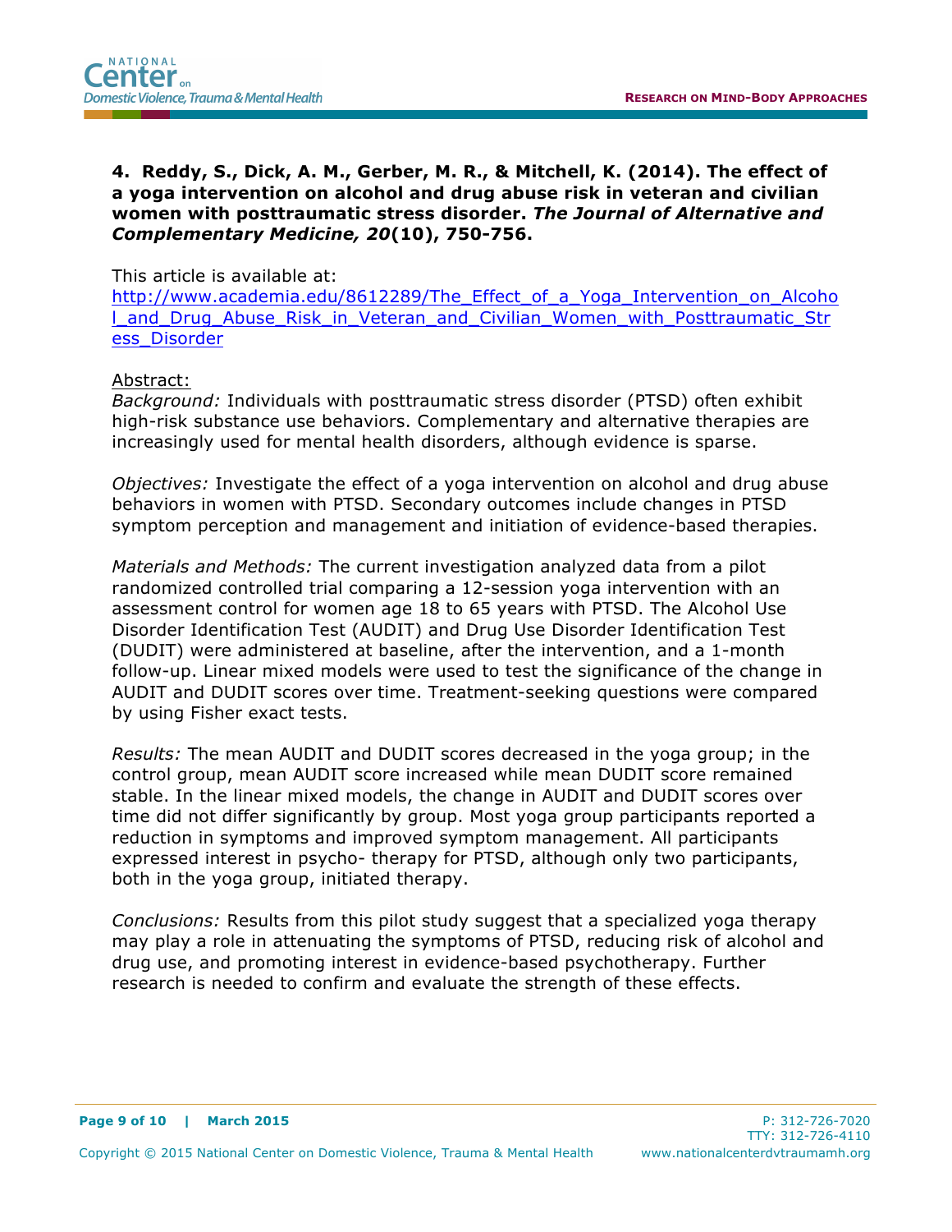**4. Reddy, S., Dick, A. M., Gerber, M. R., & Mitchell, K. (2014). The effect of a yoga intervention on alcohol and drug abuse risk in veteran and civilian women with posttraumatic stress disorder. *The Journal of Alternative and Complementary Medicine, 20*(10), 750-756.**

This article is available at:
http://www.academia.edu/8612289/The_Effect_of_a_Yoga_Intervention_on_Alcohol_and_Drug_Abuse_Risk_in_Veteran_and_Civilian_Women_with_Posttraumatic_Stress_Disorder

Abstract:

*Background:* Individuals with posttraumatic stress disorder (PTSD) often exhibit high-risk substance use behaviors. Complementary and alternative therapies are increasingly used for mental health disorders, although evidence is sparse.

*Objectives:* Investigate the effect of a yoga intervention on alcohol and drug abuse behaviors in women with PTSD. Secondary outcomes include changes in PTSD symptom perception and management and initiation of evidence-based therapies.

*Materials and Methods:* The current investigation analyzed data from a pilot randomized controlled trial comparing a 12-session yoga intervention with an assessment control for women age 18 to 65 years with PTSD. The Alcohol Use Disorder Identification Test (AUDIT) and Drug Use Disorder Identification Test (DUDIT) were administered at baseline, after the intervention, and a 1-month follow-up. Linear mixed models were used to test the significance of the change in AUDIT and DUDIT scores over time. Treatment-seeking questions were compared by using Fisher exact tests.

*Results:* The mean AUDIT and DUDIT scores decreased in the yoga group; in the control group, mean AUDIT score increased while mean DUDIT score remained stable. In the linear mixed models, the change in AUDIT and DUDIT scores over time did not differ significantly by group. Most yoga group participants reported a reduction in symptoms and improved symptom management. All participants expressed interest in psycho- therapy for PTSD, although only two participants, both in the yoga group, initiated therapy.

*Conclusions:* Results from this pilot study suggest that a specialized yoga therapy may play a role in attenuating the symptoms of PTSD, reducing risk of alcohol and drug use, and promoting interest in evidence-based psychotherapy. Further research is needed to confirm and evaluate the strength of these effects.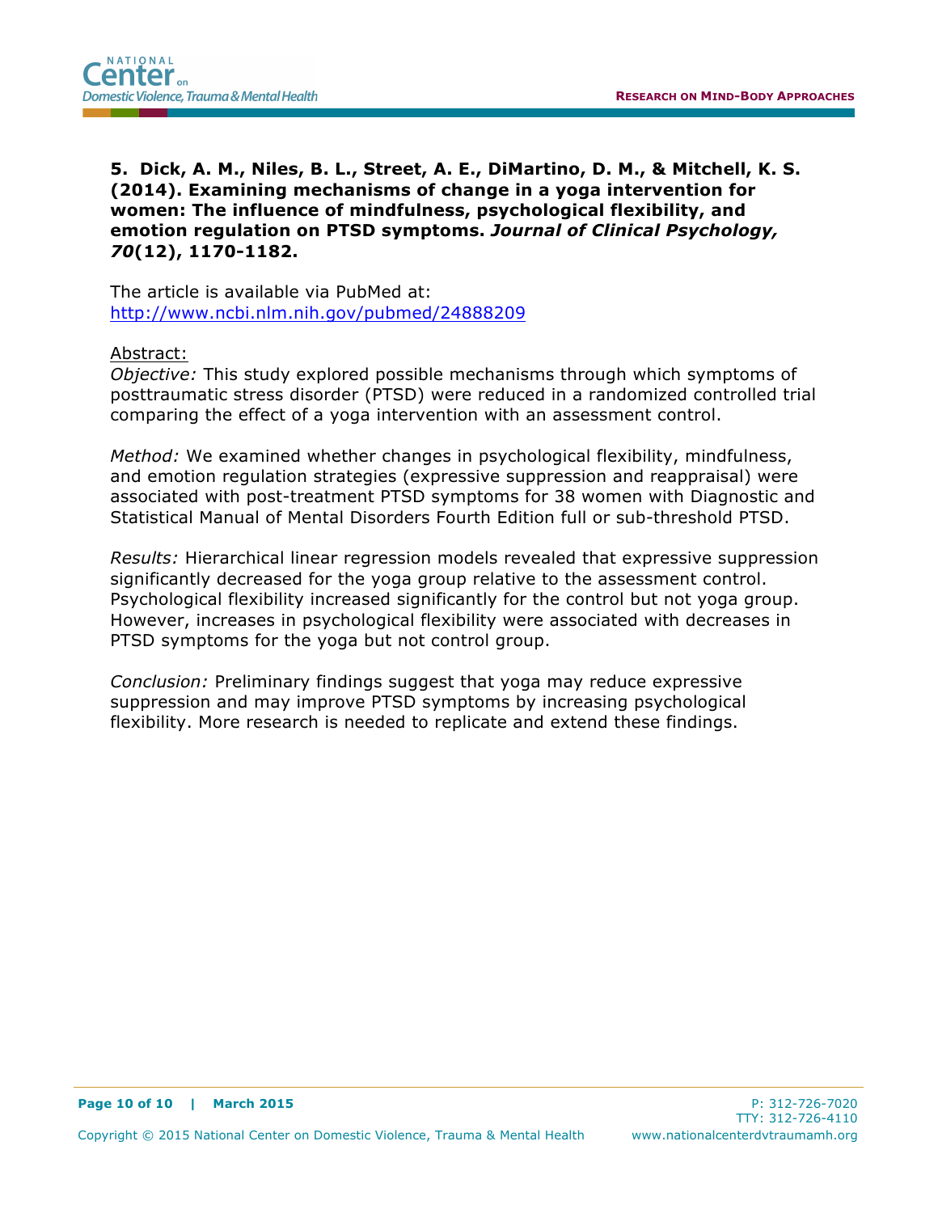**5. Dick, A. M., Niles, B. L., Street, A. E., DiMartino, D. M., & Mitchell, K. S. (2014). Examining mechanisms of change in a yoga intervention for women: The influence of mindfulness, psychological flexibility, and emotion regulation on PTSD symptoms. *Journal of Clinical Psychology, 70*(12), 1170-1182.**

The article is available via PubMed at:
http://www.ncbi.nlm.nih.gov/pubmed/24888209

Abstract:

*Objective:* This study explored possible mechanisms through which symptoms of posttraumatic stress disorder (PTSD) were reduced in a randomized controlled trial comparing the effect of a yoga intervention with an assessment control.

*Method:* We examined whether changes in psychological flexibility, mindfulness, and emotion regulation strategies (expressive suppression and reappraisal) were associated with post-treatment PTSD symptoms for 38 women with Diagnostic and Statistical Manual of Mental Disorders Fourth Edition full or sub-threshold PTSD.

*Results:* Hierarchical linear regression models revealed that expressive suppression significantly decreased for the yoga group relative to the assessment control. Psychological flexibility increased significantly for the control but not yoga group. However, increases in psychological flexibility were associated with decreases in PTSD symptoms for the yoga but not control group.

*Conclusion:* Preliminary findings suggest that yoga may reduce expressive suppression and may improve PTSD symptoms by increasing psychological flexibility. More research is needed to replicate and extend these findings.